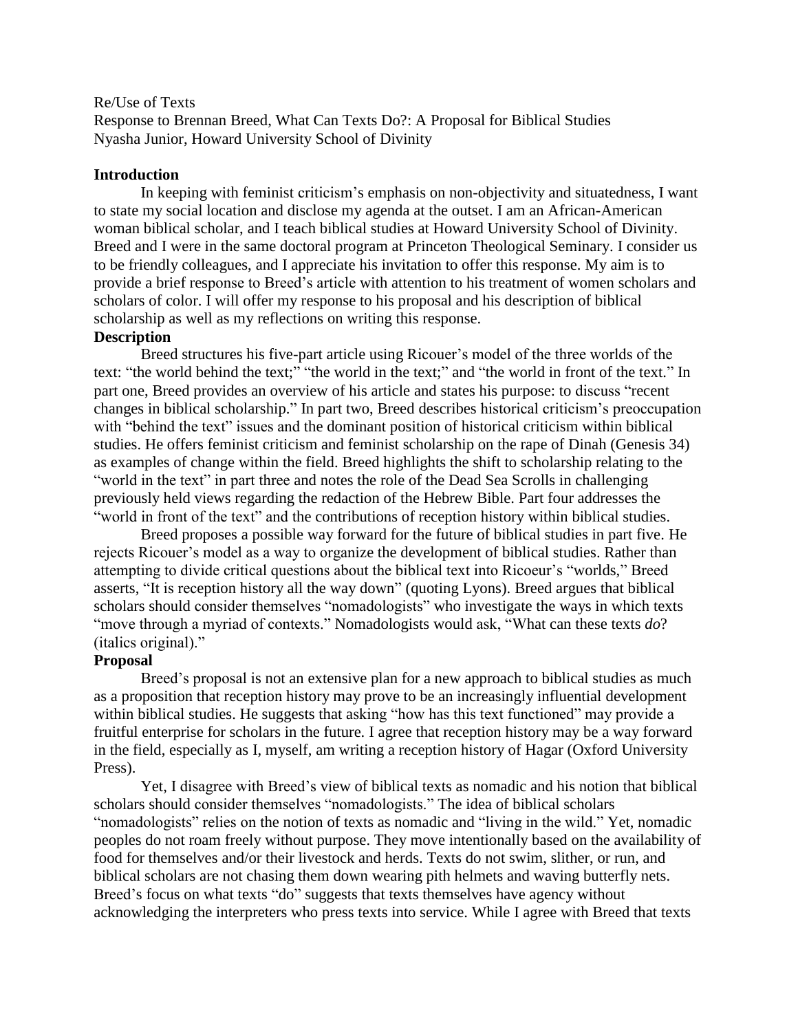Re/Use of Texts

Response to Brennan Breed, What Can Texts Do?: A Proposal for Biblical Studies

Nyasha Junior, Howard University School of Divinity

## Introduction

In keeping with feminist criticism's emphasis on non-objectivity and situatedness, I want to state my social location and disclose my agenda at the outset. I am an African-American woman biblical scholar, and I teach biblical studies at Howard University School of Divinity. Breed and I were in the same doctoral program at Princeton Theological Seminary. I consider us to be friendly colleagues, and I appreciate his invitation to offer this response. My aim is to provide a brief response to Breed's article with attention to his treatment of women scholars and scholars of color. I will offer my response to his proposal and his description of biblical scholarship as well as my reflections on writing this response.

## Description

Breed structures his five-part article using Ricouer's model of the three worlds of the text: "the world behind the text;" "the world in the text;" and "the world in front of the text." In part one, Breed provides an overview of his article and states his purpose: to discuss "recent changes in biblical scholarship." In part two, Breed describes historical criticism's preoccupation with "behind the text" issues and the dominant position of historical criticism within biblical studies. He offers feminist criticism and feminist scholarship on the rape of Dinah (Genesis 34) as examples of change within the field. Breed highlights the shift to scholarship relating to the "world in the text" in part three and notes the role of the Dead Sea Scrolls in challenging previously held views regarding the redaction of the Hebrew Bible. Part four addresses the "world in front of the text" and the contributions of reception history within biblical studies.

Breed proposes a possible way forward for the future of biblical studies in part five. He rejects Ricouer's model as a way to organize the development of biblical studies. Rather than attempting to divide critical questions about the biblical text into Ricoeur's "worlds," Breed asserts, "It is reception history all the way down" (quoting Lyons). Breed argues that biblical scholars should consider themselves "nomadologists" who investigate the ways in which texts "move through a myriad of contexts." Nomadologists would ask, "What can these texts *do*? (italics original)."

## Proposal

Breed's proposal is not an extensive plan for a new approach to biblical studies as much as a proposition that reception history may prove to be an increasingly influential development within biblical studies. He suggests that asking "how has this text functioned" may provide a fruitful enterprise for scholars in the future. I agree that reception history may be a way forward in the field, especially as I, myself, am writing a reception history of Hagar (Oxford University Press).

Yet, I disagree with Breed's view of biblical texts as nomadic and his notion that biblical scholars should consider themselves "nomadologists." The idea of biblical scholars "nomadologists" relies on the notion of texts as nomadic and "living in the wild." Yet, nomadic peoples do not roam freely without purpose. They move intentionally based on the availability of food for themselves and/or their livestock and herds. Texts do not swim, slither, or run, and biblical scholars are not chasing them down wearing pith helmets and waving butterfly nets. Breed's focus on what texts "do" suggests that texts themselves have agency without acknowledging the interpreters who press texts into service. While I agree with Breed that texts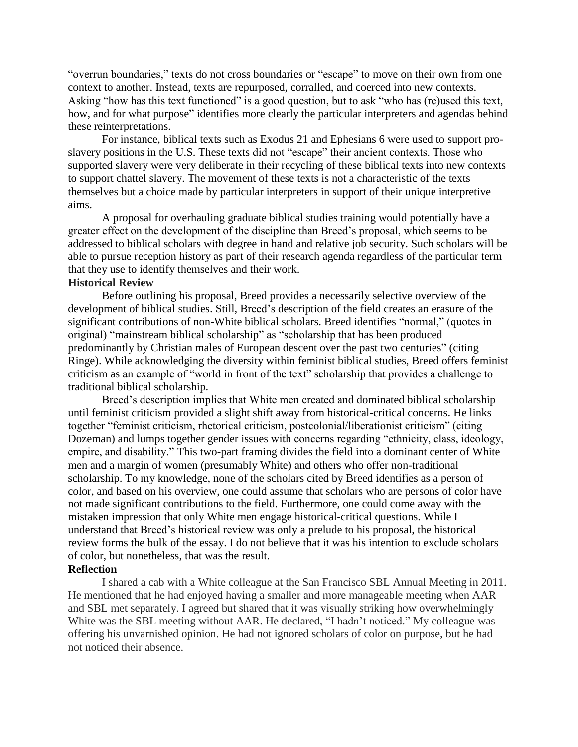"overrun boundaries," texts do not cross boundaries or "escape" to move on their own from one context to another. Instead, texts are repurposed, corralled, and coerced into new contexts. Asking "how has this text functioned" is a good question, but to ask "who has (re)used this text, how, and for what purpose" identifies more clearly the particular interpreters and agendas behind these reinterpretations.

For instance, biblical texts such as Exodus 21 and Ephesians 6 were used to support pro-slavery positions in the U.S. These texts did not "escape" their ancient contexts. Those who supported slavery were very deliberate in their recycling of these biblical texts into new contexts to support chattel slavery. The movement of these texts is not a characteristic of the texts themselves but a choice made by particular interpreters in support of their unique interpretive aims.

A proposal for overhauling graduate biblical studies training would potentially have a greater effect on the development of the discipline than Breed's proposal, which seems to be addressed to biblical scholars with degree in hand and relative job security. Such scholars will be able to pursue reception history as part of their research agenda regardless of the particular term that they use to identify themselves and their work.

**Historical Review**

Before outlining his proposal, Breed provides a necessarily selective overview of the development of biblical studies. Still, Breed's description of the field creates an erasure of the significant contributions of non-White biblical scholars. Breed identifies "normal," (quotes in original) "mainstream biblical scholarship" as "scholarship that has been produced predominantly by Christian males of European descent over the past two centuries" (citing Ringe). While acknowledging the diversity within feminist biblical studies, Breed offers feminist criticism as an example of "world in front of the text" scholarship that provides a challenge to traditional biblical scholarship.

Breed's description implies that White men created and dominated biblical scholarship until feminist criticism provided a slight shift away from historical-critical concerns. He links together "feminist criticism, rhetorical criticism, postcolonial/liberationist criticism" (citing Dozeman) and lumps together gender issues with concerns regarding "ethnicity, class, ideology, empire, and disability." This two-part framing divides the field into a dominant center of White men and a margin of women (presumably White) and others who offer non-traditional scholarship. To my knowledge, none of the scholars cited by Breed identifies as a person of color, and based on his overview, one could assume that scholars who are persons of color have not made significant contributions to the field. Furthermore, one could come away with the mistaken impression that only White men engage historical-critical questions. While I understand that Breed's historical review was only a prelude to his proposal, the historical review forms the bulk of the essay. I do not believe that it was his intention to exclude scholars of color, but nonetheless, that was the result.

**Reflection**

I shared a cab with a White colleague at the San Francisco SBL Annual Meeting in 2011. He mentioned that he had enjoyed having a smaller and more manageable meeting when AAR and SBL met separately. I agreed but shared that it was visually striking how overwhelmingly White was the SBL meeting without AAR. He declared, "I hadn't noticed." My colleague was offering his unvarnished opinion. He had not ignored scholars of color on purpose, but he had not noticed their absence.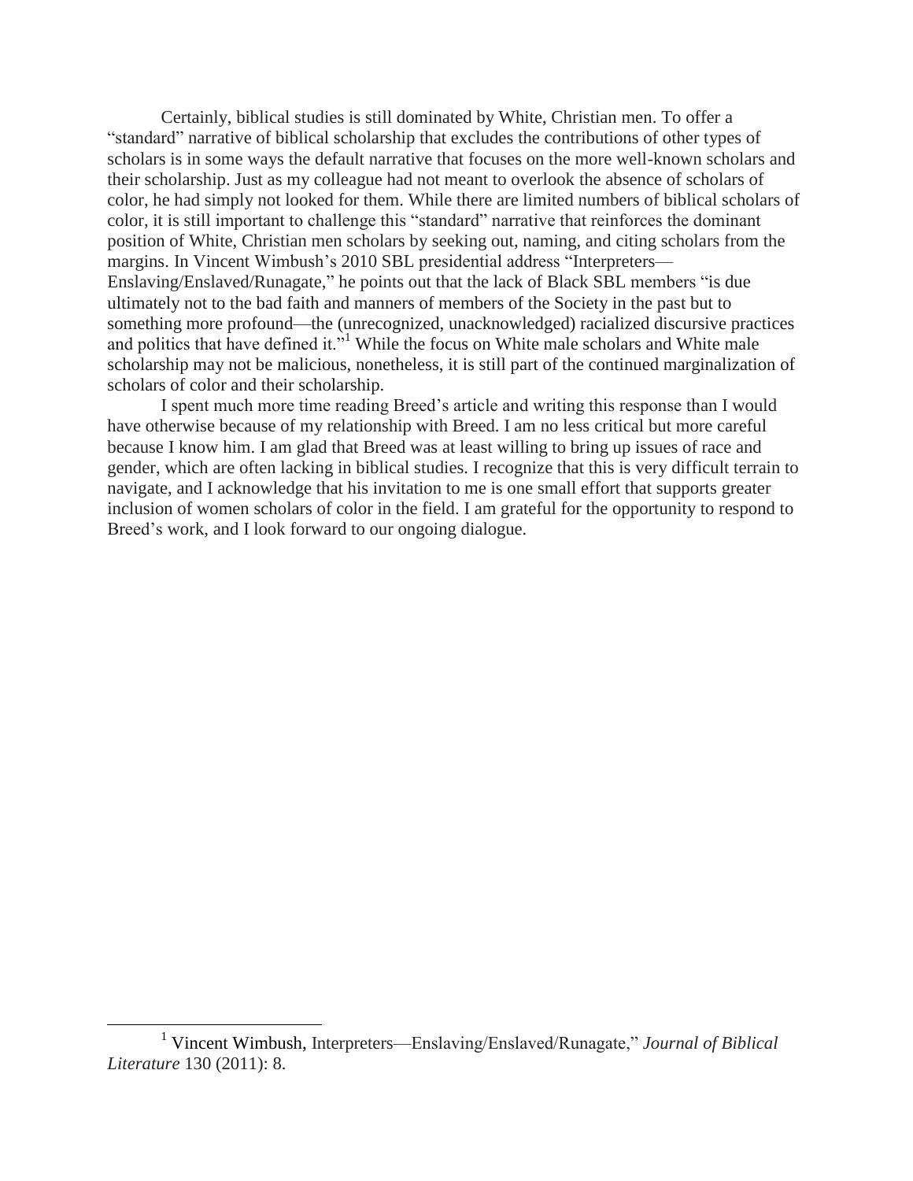Certainly, biblical studies is still dominated by White, Christian men. To offer a "standard" narrative of biblical scholarship that excludes the contributions of other types of scholars is in some ways the default narrative that focuses on the more well-known scholars and their scholarship. Just as my colleague had not meant to overlook the absence of scholars of color, he had simply not looked for them. While there are limited numbers of biblical scholars of color, it is still important to challenge this "standard" narrative that reinforces the dominant position of White, Christian men scholars by seeking out, naming, and citing scholars from the margins. In Vincent Wimbush's 2010 SBL presidential address "Interpreters—Enslaving/Enslaved/Runagate," he points out that the lack of Black SBL members "is due ultimately not to the bad faith and manners of members of the Society in the past but to something more profound—the (unrecognized, unacknowledged) racialized discursive practices and politics that have defined it."[1] While the focus on White male scholars and White male scholarship may not be malicious, nonetheless, it is still part of the continued marginalization of scholars of color and their scholarship.

I spent much more time reading Breed's article and writing this response than I would have otherwise because of my relationship with Breed. I am no less critical but more careful because I know him. I am glad that Breed was at least willing to bring up issues of race and gender, which are often lacking in biblical studies. I recognize that this is very difficult terrain to navigate, and I acknowledge that his invitation to me is one small effort that supports greater inclusion of women scholars of color in the field. I am grateful for the opportunity to respond to Breed's work, and I look forward to our ongoing dialogue.

---

[1] Vincent Wimbush, Interpreters—Enslaving/Enslaved/Runagate," *Journal of Biblical Literature* 130 (2011): 8.